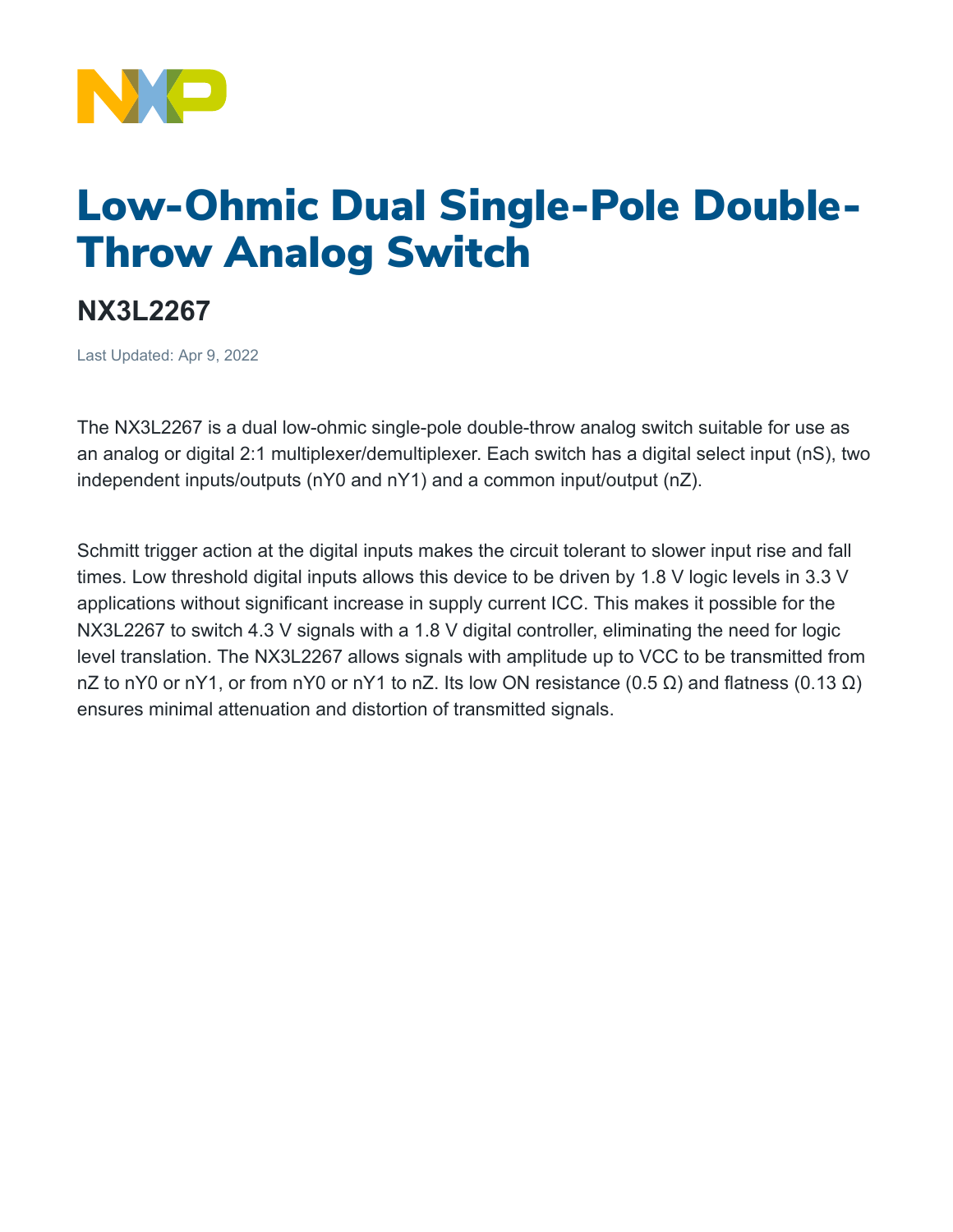# Low-Ohmic Dual Single-Pole Double-Throw Analog Switch

## NX3L2267

Last Updated: Apr 9, 2022

The NX3L2267 is a dual low-ohmic single-pole double-throw analog switch suitable for use as an analog or digital 2:1 multiplexer/demultiplexer. Each switch has a digital select input (nS), two independent inputs/outputs (nY0 and nY1) and a common input/output (nZ).

Schmitt trigger action at the digital inputs makes the circuit tolerant to slower input rise and fall times. Low threshold digital inputs allows this device to be driven by 1.8 V logic levels in 3.3 V applications without significant increase in supply current ICC. This makes it possible for the NX3L2267 to switch 4.3 V signals with a 1.8 V digital controller, eliminating the need for logic level translation. The NX3L2267 allows signals with amplitude up to VCC to be transmitted from nZ to nY0 or nY1, or from nY0 or nY1 to nZ. Its low ON resistance (0.5 Ω) and flatness (0.13 Ω) ensures minimal attenuation and distortion of transmitted signals.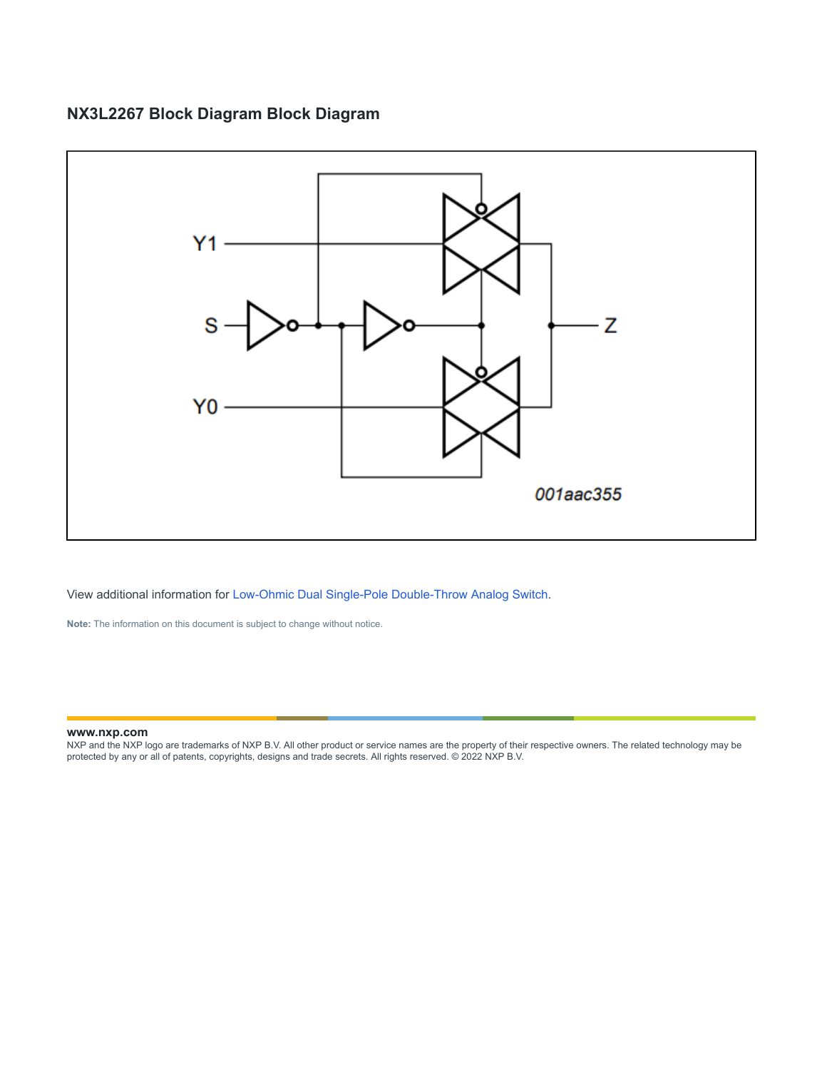## NX3L2267 Block Diagram Block Diagram

Y1

S

Z

Y0

001aac355

View additional information for Low-Ohmic Dual Single-Pole Double-Throw Analog Switch.

**Note:** The information on this document is subject to change without notice.

**www.nxp.com**
NXP and the NXP logo are trademarks of NXP B.V. All other product or service names are the property of their respective owners. The related technology may be protected by any or all of patents, copyrights, designs and trade secrets. All rights reserved. © 2022 NXP B.V.